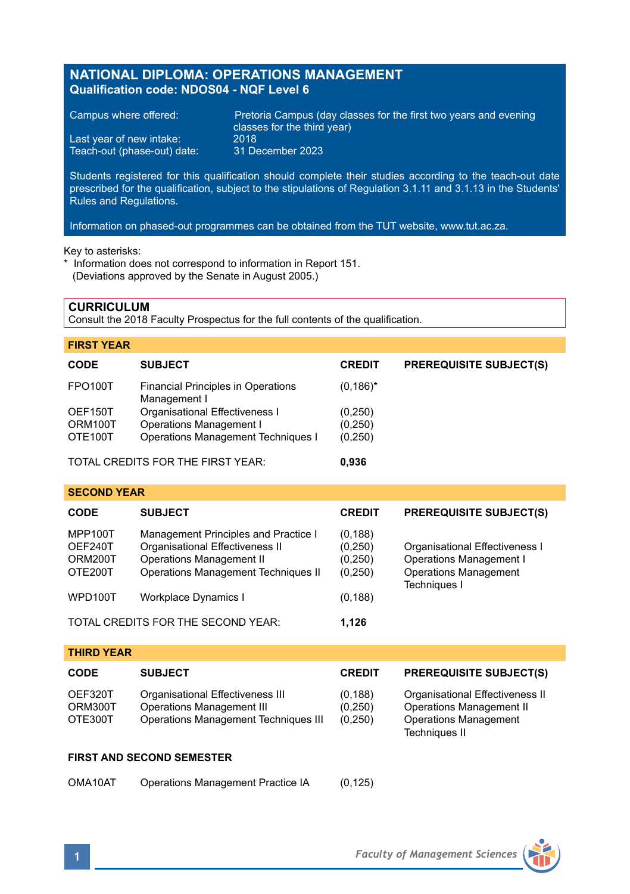# NATIONAL DIPLOMA: OPERATIONS MANAGEMENT

**Qualification code: NDOS04 - NQF Level 6**

| | |
|---|---|
| Campus where offered: | Pretoria Campus (day classes for the first two years and evening classes for the third year) |
| Last year of new intake: | 2018 |
| Teach-out (phase-out) date: | 31 December 2023 |

Students registered for this qualification should complete their studies according to the teach-out date prescribed for the qualification, subject to the stipulations of Regulation 3.1.11 and 3.1.13 in the Students' Rules and Regulations.

Information on phased-out programmes can be obtained from the TUT website, www.tut.ac.za.

Key to asterisks:
* Information does not correspond to information in Report 151.
  (Deviations approved by the Senate in August 2005.)

## CURRICULUM

Consult the 2018 Faculty Prospectus for the full contents of the qualification.

### FIRST YEAR

| CODE | SUBJECT | CREDIT | PREREQUISITE SUBJECT(S) |
|---|---|---|---|
| FPO100T | Financial Principles in Operations Management I | (0,186)* | |
| OEF150T | Organisational Effectiveness I | (0,250) | |
| ORM100T | Operations Management I | (0,250) | |
| OTE100T | Operations Management Techniques I | (0,250) | |
| | TOTAL CREDITS FOR THE FIRST YEAR: | **0,936** | |

### SECOND YEAR

| CODE | SUBJECT | CREDIT | PREREQUISITE SUBJECT(S) |
|---|---|---|---|
| MPP100T | Management Principles and Practice I | (0,188) | |
| OEF240T | Organisational Effectiveness II | (0,250) | Organisational Effectiveness I |
| ORM200T | Operations Management II | (0,250) | Operations Management I |
| OTE200T | Operations Management Techniques II | (0,250) | Operations Management Techniques I |
| WPD100T | Workplace Dynamics I | (0,188) | |
| | TOTAL CREDITS FOR THE SECOND YEAR: | **1,126** | |

### THIRD YEAR

| CODE | SUBJECT | CREDIT | PREREQUISITE SUBJECT(S) |
|---|---|---|---|
| OEF320T | Organisational Effectiveness III | (0,188) | Organisational Effectiveness II |
| ORM300T | Operations Management III | (0,250) | Operations Management II |
| OTE300T | Operations Management Techniques III | (0,250) | Operations Management Techniques II |

**FIRST AND SECOND SEMESTER**

| CODE | SUBJECT | CREDIT | PREREQUISITE SUBJECT(S) |
|---|---|---|---|
| OMA10AT | Operations Management Practice IA | (0,125) | |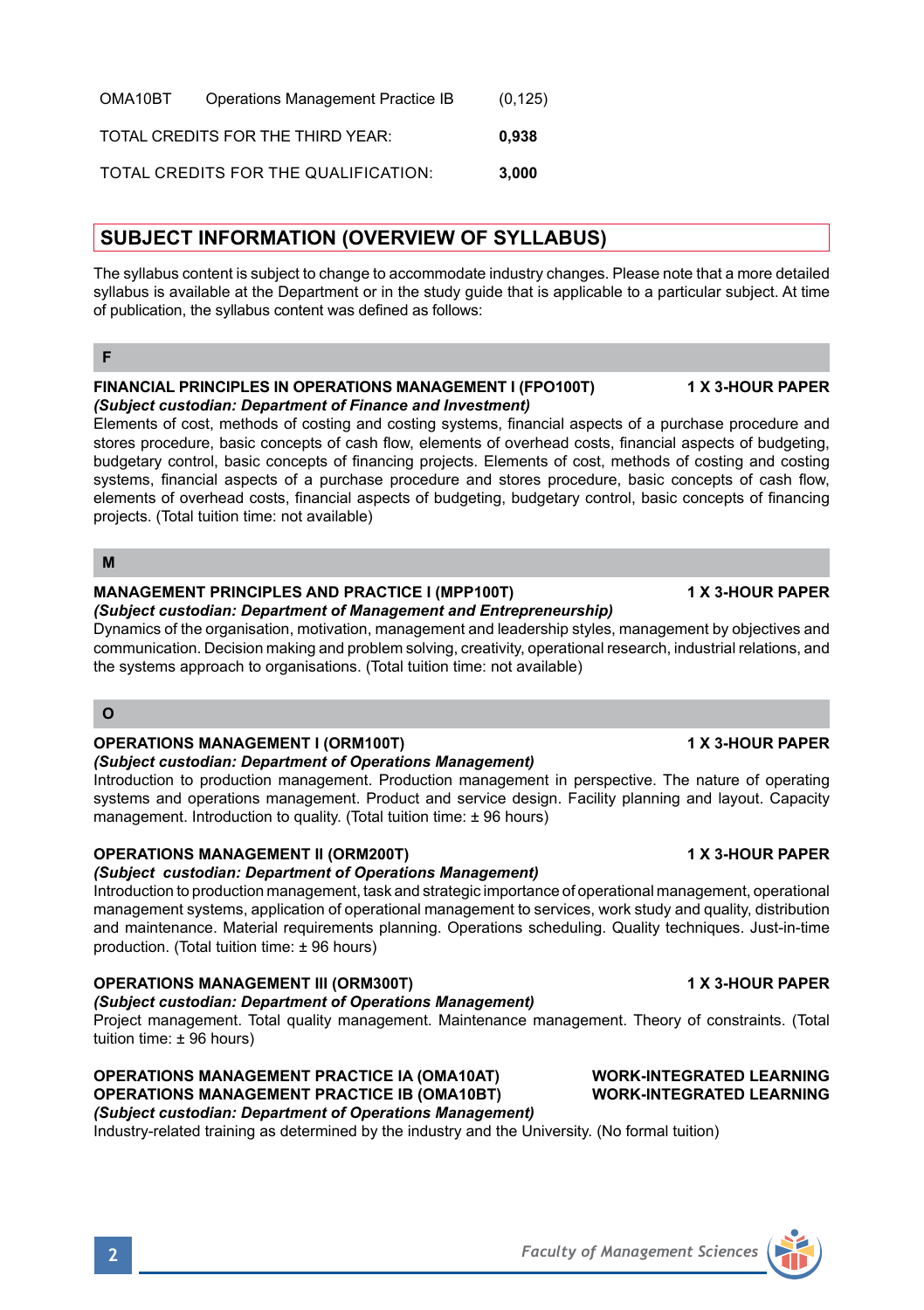| | | |
|---|---|---|
| OMA10BT | Operations Management Practice IB | (0,125) |
| TOTAL CREDITS FOR THE THIRD YEAR: | | **0,938** |
| TOTAL CREDITS FOR THE QUALIFICATION: | | **3,000** |

## SUBJECT INFORMATION (OVERVIEW OF SYLLABUS)

The syllabus content is subject to change to accommodate industry changes. Please note that a more detailed syllabus is available at the Department or in the study guide that is applicable to a particular subject. At time of publication, the syllabus content was defined as follows:

### F

**FINANCIAL PRINCIPLES IN OPERATIONS MANAGEMENT I (FPO100T)** — **1 X 3-HOUR PAPER**
***(Subject custodian: Department of Finance and Investment)***
Elements of cost, methods of costing and costing systems, financial aspects of a purchase procedure and stores procedure, basic concepts of cash flow, elements of overhead costs, financial aspects of budgeting, budgetary control, basic concepts of financing projects. Elements of cost, methods of costing and costing systems, financial aspects of a purchase procedure and stores procedure, basic concepts of cash flow, elements of overhead costs, financial aspects of budgeting, budgetary control, basic concepts of financing projects. (Total tuition time: not available)

### M

**MANAGEMENT PRINCIPLES AND PRACTICE I (MPP100T)** — **1 X 3-HOUR PAPER**
***(Subject custodian: Department of Management and Entrepreneurship)***
Dynamics of the organisation, motivation, management and leadership styles, management by objectives and communication. Decision making and problem solving, creativity, operational research, industrial relations, and the systems approach to organisations. (Total tuition time: not available)

### O

**OPERATIONS MANAGEMENT I (ORM100T)** — **1 X 3-HOUR PAPER**
***(Subject custodian: Department of Operations Management)***
Introduction to production management. Production management in perspective. The nature of operating systems and operations management. Product and service design. Facility planning and layout. Capacity management. Introduction to quality. (Total tuition time: ± 96 hours)

**OPERATIONS MANAGEMENT II (ORM200T)** — **1 X 3-HOUR PAPER**
***(Subject custodian: Department of Operations Management)***
Introduction to production management, task and strategic importance of operational management, operational management systems, application of operational management to services, work study and quality, distribution and maintenance. Material requirements planning. Operations scheduling. Quality techniques. Just-in-time production. (Total tuition time: ± 96 hours)

**OPERATIONS MANAGEMENT III (ORM300T)** — **1 X 3-HOUR PAPER**
***(Subject custodian: Department of Operations Management)***
Project management. Total quality management. Maintenance management. Theory of constraints. (Total tuition time: ± 96 hours)

**OPERATIONS MANAGEMENT PRACTICE IA (OMA10AT)** — **WORK-INTEGRATED LEARNING**
**OPERATIONS MANAGEMENT PRACTICE IB (OMA10BT)** — **WORK-INTEGRATED LEARNING**
***(Subject custodian: Department of Operations Management)***
Industry-related training as determined by the industry and the University. (No formal tuition)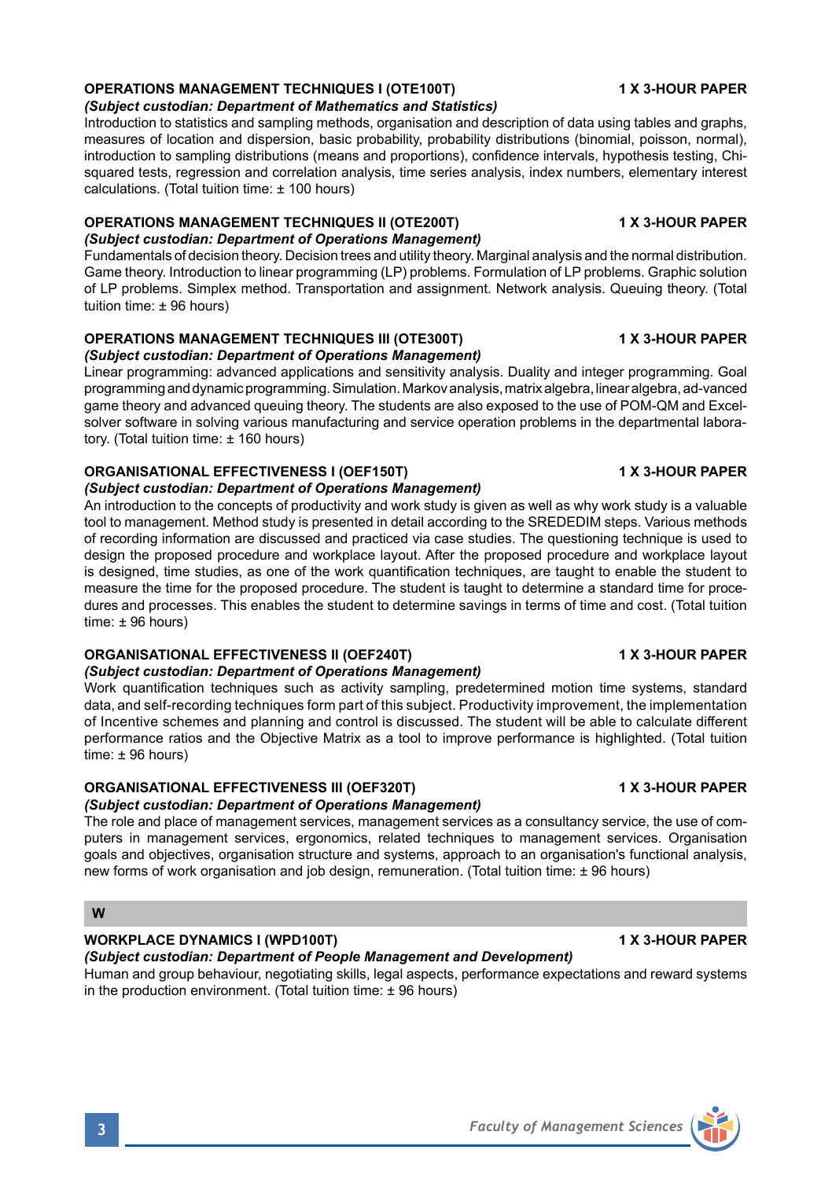**OPERATIONS MANAGEMENT TECHNIQUES I (OTE100T)** **1 X 3-HOUR PAPER**

***(Subject custodian: Department of Mathematics and Statistics)***

Introduction to statistics and sampling methods, organisation and description of data using tables and graphs, measures of location and dispersion, basic probability, probability distributions (binomial, poisson, normal), introduction to sampling distributions (means and proportions), confidence intervals, hypothesis testing, Chi-squared tests, regression and correlation analysis, time series analysis, index numbers, elementary interest calculations. (Total tuition time: ± 100 hours)

**OPERATIONS MANAGEMENT TECHNIQUES II (OTE200T)** **1 X 3-HOUR PAPER**

***(Subject custodian: Department of Operations Management)***

Fundamentals of decision theory. Decision trees and utility theory. Marginal analysis and the normal distribution. Game theory. Introduction to linear programming (LP) problems. Formulation of LP problems. Graphic solution of LP problems. Simplex method. Transportation and assignment. Network analysis. Queuing theory. (Total tuition time: ± 96 hours)

**OPERATIONS MANAGEMENT TECHNIQUES III (OTE300T)** **1 X 3-HOUR PAPER**

***(Subject custodian: Department of Operations Management)***

Linear programming: advanced applications and sensitivity analysis. Duality and integer programming. Goal programming and dynamic programming. Simulation. Markov analysis, matrix algebra, linear algebra, ad-vanced game theory and advanced queuing theory. The students are also exposed to the use of POM-QM and Excel-solver software in solving various manufacturing and service operation problems in the departmental labora-tory. (Total tuition time: ± 160 hours)

**ORGANISATIONAL EFFECTIVENESS I (OEF150T)** **1 X 3-HOUR PAPER**

***(Subject custodian: Department of Operations Management)***

An introduction to the concepts of productivity and work study is given as well as why work study is a valuable tool to management. Method study is presented in detail according to the SREDEDIM steps. Various methods of recording information are discussed and practiced via case studies. The questioning technique is used to design the proposed procedure and workplace layout. After the proposed procedure and workplace layout is designed, time studies, as one of the work quantification techniques, are taught to enable the student to measure the time for the proposed procedure. The student is taught to determine a standard time for procedures and processes. This enables the student to determine savings in terms of time and cost. (Total tuition time: ± 96 hours)

**ORGANISATIONAL EFFECTIVENESS II (OEF240T)** **1 X 3-HOUR PAPER**

***(Subject custodian: Department of Operations Management)***

Work quantification techniques such as activity sampling, predetermined motion time systems, standard data, and self-recording techniques form part of this subject. Productivity improvement, the implementation of Incentive schemes and planning and control is discussed. The student will be able to calculate different performance ratios and the Objective Matrix as a tool to improve performance is highlighted. (Total tuition time: ± 96 hours)

**ORGANISATIONAL EFFECTIVENESS III (OEF320T)** **1 X 3-HOUR PAPER**

***(Subject custodian: Department of Operations Management)***

The role and place of management services, management services as a consultancy service, the use of computers in management services, ergonomics, related techniques to management services. Organisation goals and objectives, organisation structure and systems, approach to an organisation's functional analysis, new forms of work organisation and job design, remuneration. (Total tuition time: ± 96 hours)

## W

**WORKPLACE DYNAMICS I (WPD100T)** **1 X 3-HOUR PAPER**

***(Subject custodian: Department of People Management and Development)***

Human and group behaviour, negotiating skills, legal aspects, performance expectations and reward systems in the production environment. (Total tuition time: ± 96 hours)